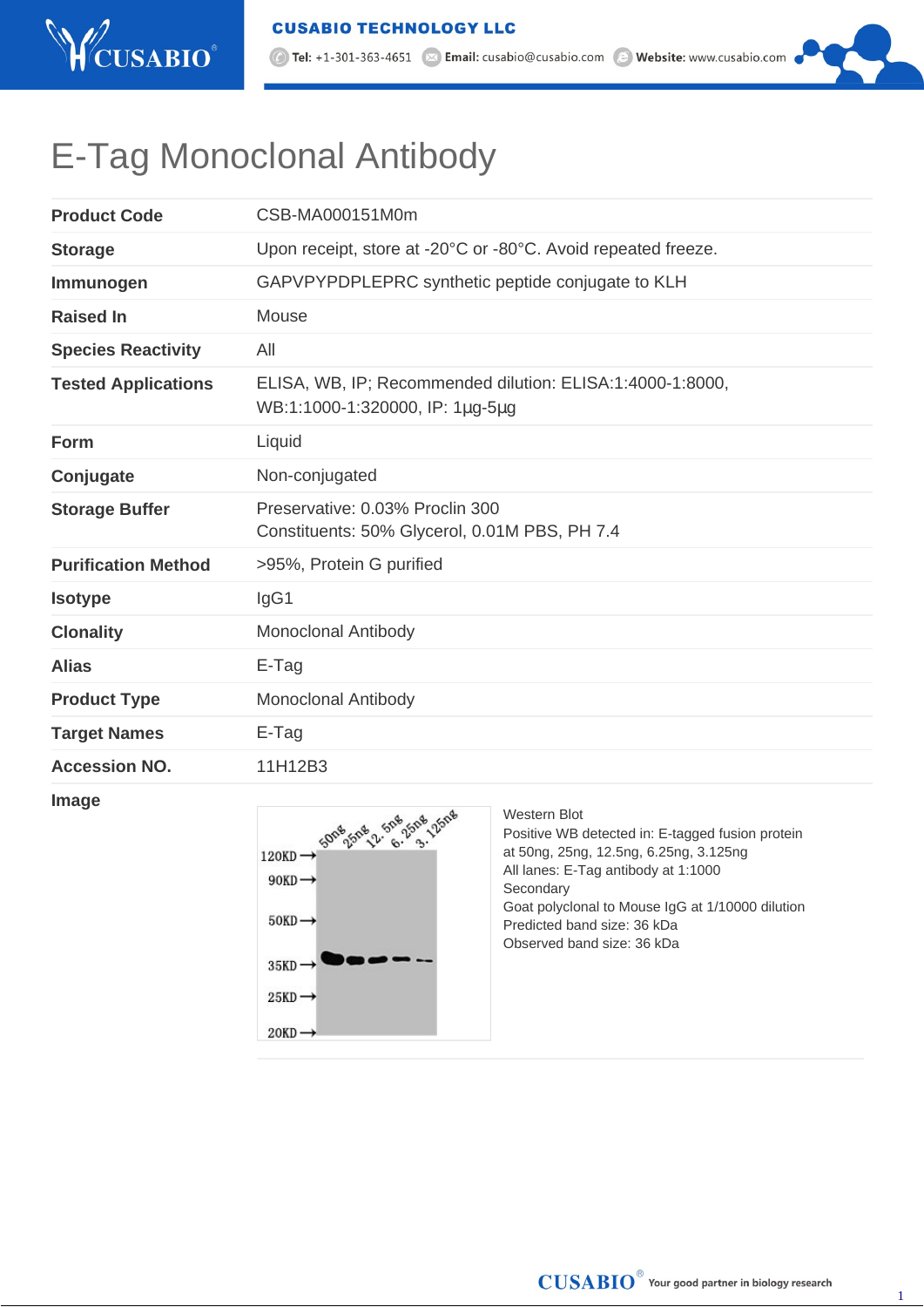# E-Tag Monoclonal Antibody

| | |
|---|---|
| **Product Code** | CSB-MA000151M0m |
| **Storage** | Upon receipt, store at -20°C or -80°C. Avoid repeated freeze. |
| **Immunogen** | GAPVPYPDPLEPRC synthetic peptide conjugate to KLH |
| **Raised In** | Mouse |
| **Species Reactivity** | All |
| **Tested Applications** | ELISA, WB, IP; Recommended dilution: ELISA:1:4000-1:8000, WB:1:1000-1:320000, IP: 1µg-5µg |
| **Form** | Liquid |
| **Conjugate** | Non-conjugated |
| **Storage Buffer** | Preservative: 0.03% Proclin 300<br>Constituents: 50% Glycerol, 0.01M PBS, PH 7.4 |
| **Purification Method** | >95%, Protein G purified |
| **Isotype** | IgG1 |
| **Clonality** | Monoclonal Antibody |
| **Alias** | E-Tag |
| **Product Type** | Monoclonal Antibody |
| **Target Names** | E-Tag |
| **Accession NO.** | 11H12B3 |

**Image**

Western Blot
Positive WB detected in: E-tagged fusion protein at 50ng, 25ng, 12.5ng, 6.25ng, 3.125ng
All lanes: E-Tag antibody at 1:1000
Secondary
Goat polyclonal to Mouse IgG at 1/10000 dilution
Predicted band size: 36 kDa
Observed band size: 36 kDa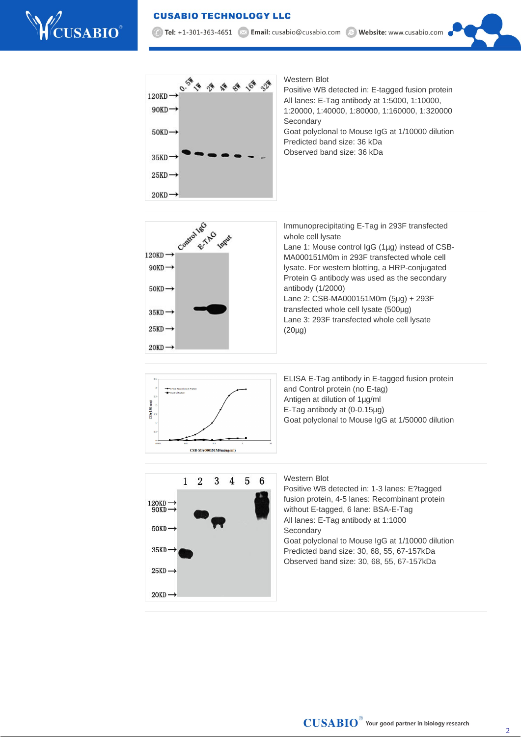Western Blot
Positive WB detected in: E-tagged fusion protein
All lanes: E-Tag antibody at 1:5000, 1:10000, 1:20000, 1:40000, 1:80000, 1:160000, 1:320000
Secondary
Goat polyclonal to Mouse IgG at 1/10000 dilution
Predicted band size: 36 kDa
Observed band size: 36 kDa

Immunoprecipitating E-Tag in 293F transfected whole cell lysate
Lane 1: Mouse control IgG (1µg) instead of CSB-MA000151M0m in 293F transfected whole cell lysate. For western blotting, a HRP-conjugated Protein G antibody was used as the secondary antibody (1/2000)
Lane 2: CSB-MA000151M0m (5µg) + 293F transfected whole cell lysate (500µg)
Lane 3: 293F transfected whole cell lysate (20µg)

ELISA E-Tag antibody in E-tagged fusion protein and Control protein (no E-tag)
Antigen at dilution of 1µg/ml
E-Tag antibody at (0-0.15µg)
Goat polyclonal to Mouse IgG at 1/50000 dilution

Western Blot
Positive WB detected in: 1-3 lanes: E?tagged fusion protein, 4-5 lanes: Recombinant protein without E-tagged, 6 lane: BSA-E-Tag
All lanes: E-Tag antibody at 1:1000
Secondary
Goat polyclonal to Mouse IgG at 1/10000 dilution
Predicted band size: 30, 68, 55, 67-157kDa
Observed band size: 30, 68, 55, 67-157kDa